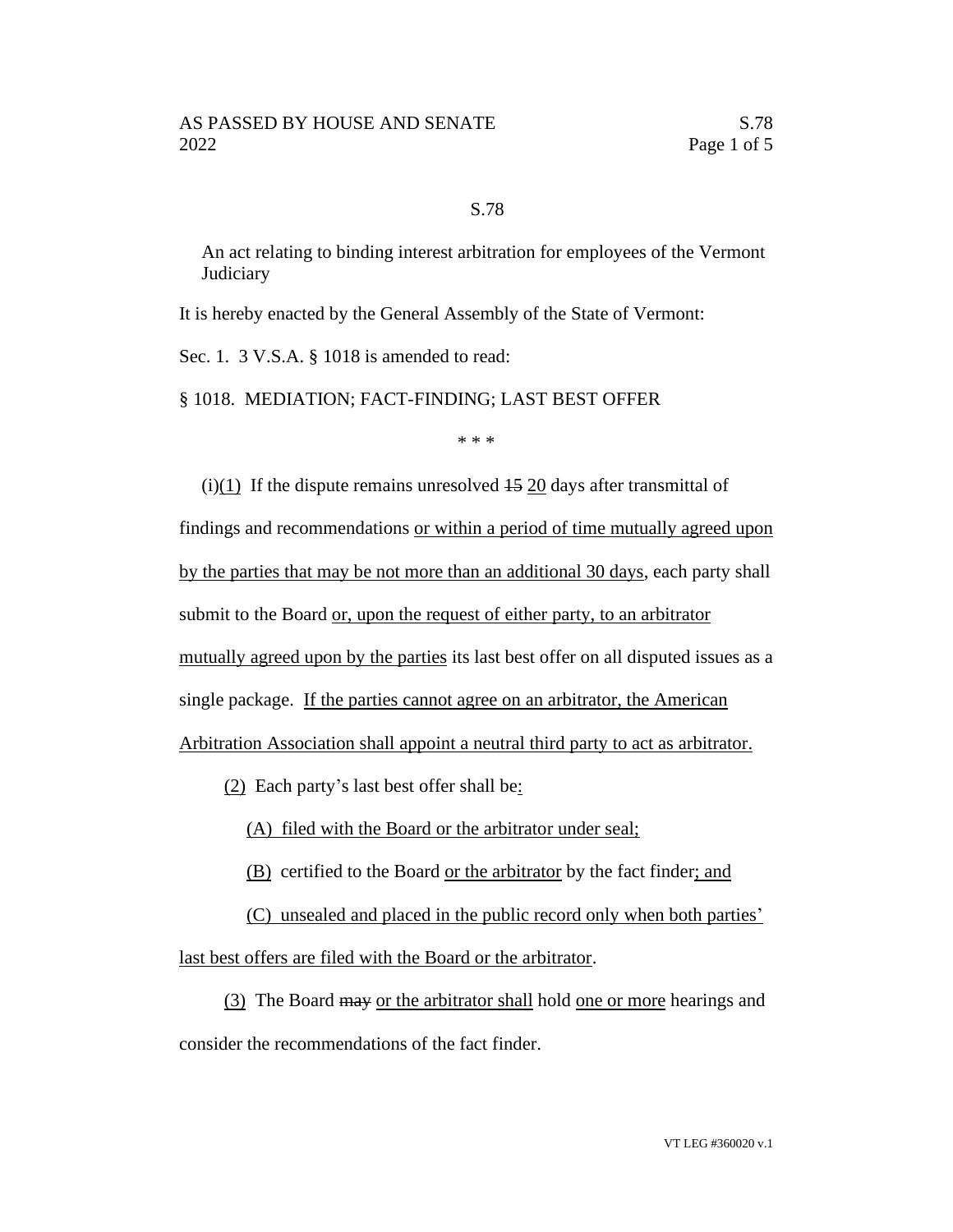S.78

An act relating to binding interest arbitration for employees of the Vermont Judiciary

It is hereby enacted by the General Assembly of the State of Vermont:

Sec. 1. 3 V.S.A. § 1018 is amended to read:

§ 1018. MEDIATION; FACT-FINDING; LAST BEST OFFER

\* \* \*

(i)(1) If the dispute remains unresolved ~~15~~ 20 days after transmittal of findings and recommendations or within a period of time mutually agreed upon by the parties that may be not more than an additional 30 days, each party shall submit to the Board or, upon the request of either party, to an arbitrator mutually agreed upon by the parties its last best offer on all disputed issues as a single package. If the parties cannot agree on an arbitrator, the American Arbitration Association shall appoint a neutral third party to act as arbitrator.

(2) Each party's last best offer shall be:

(A) filed with the Board or the arbitrator under seal;

(B) certified to the Board or the arbitrator by the fact finder; and

(C) unsealed and placed in the public record only when both parties' last best offers are filed with the Board or the arbitrator.

(3) The Board ~~may~~ or the arbitrator shall hold one or more hearings and consider the recommendations of the fact finder.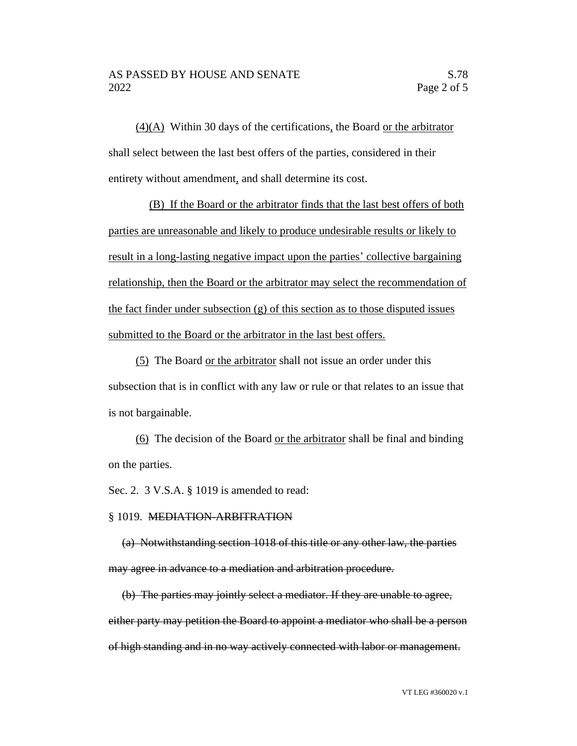(4)(A) Within 30 days of the certifications, the Board or the arbitrator shall select between the last best offers of the parties, considered in their entirety without amendment, and shall determine its cost.

(B) If the Board or the arbitrator finds that the last best offers of both parties are unreasonable and likely to produce undesirable results or likely to result in a long-lasting negative impact upon the parties' collective bargaining relationship, then the Board or the arbitrator may select the recommendation of the fact finder under subsection (g) of this section as to those disputed issues submitted to the Board or the arbitrator in the last best offers.

(5) The Board or the arbitrator shall not issue an order under this subsection that is in conflict with any law or rule or that relates to an issue that is not bargainable.

(6) The decision of the Board or the arbitrator shall be final and binding on the parties.

Sec. 2. 3 V.S.A. § 1019 is amended to read:

§ 1019. ~~MEDIATION-ARBITRATION~~

~~(a) Notwithstanding section 1018 of this title or any other law, the parties may agree in advance to a mediation and arbitration procedure.~~

~~(b) The parties may jointly select a mediator. If they are unable to agree, either party may petition the Board to appoint a mediator who shall be a person of high standing and in no way actively connected with labor or management.~~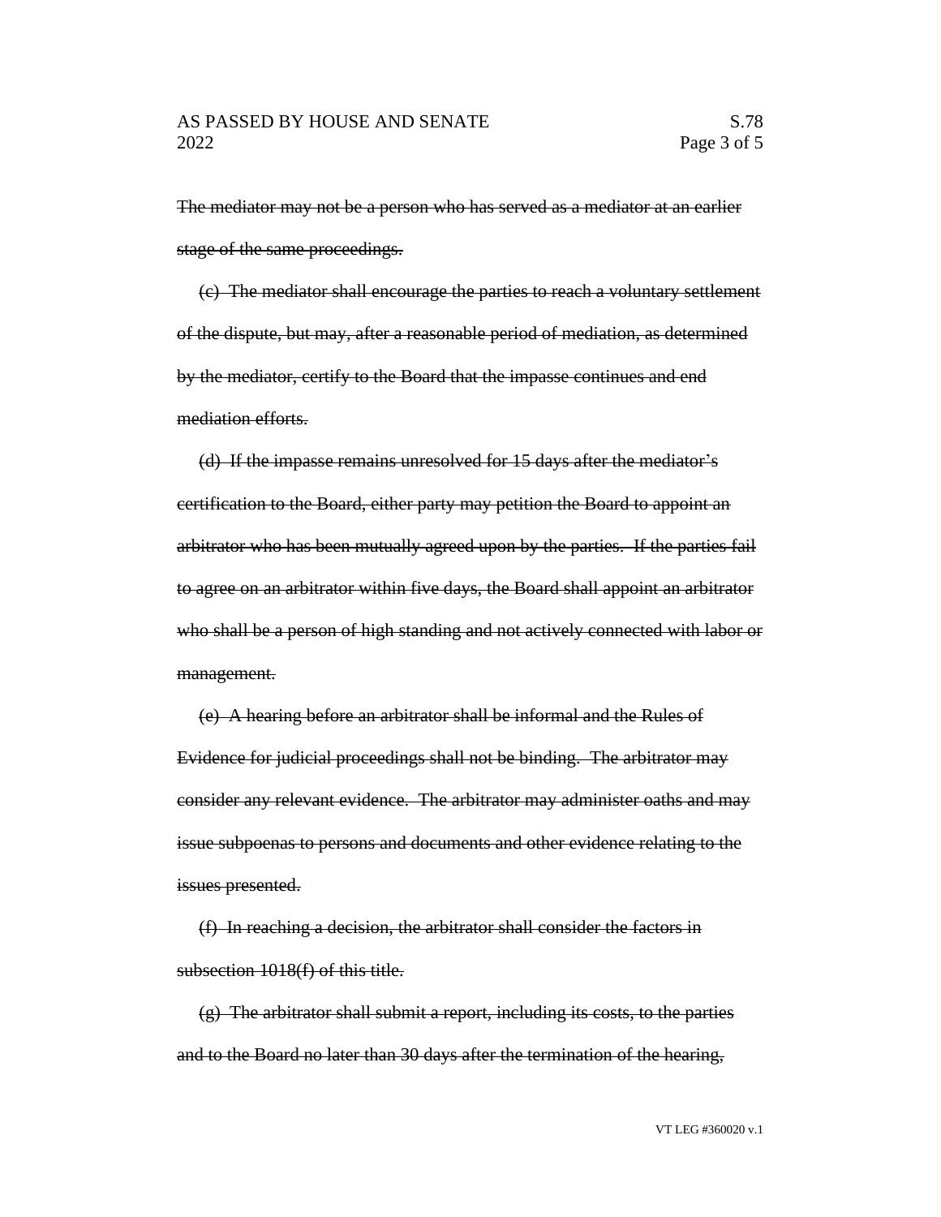~~The mediator may not be a person who has served as a mediator at an earlier stage of the same proceedings.~~

~~(c) The mediator shall encourage the parties to reach a voluntary settlement of the dispute, but may, after a reasonable period of mediation, as determined by the mediator, certify to the Board that the impasse continues and end mediation efforts.~~

~~(d) If the impasse remains unresolved for 15 days after the mediator's certification to the Board, either party may petition the Board to appoint an arbitrator who has been mutually agreed upon by the parties. If the parties fail to agree on an arbitrator within five days, the Board shall appoint an arbitrator who shall be a person of high standing and not actively connected with labor or management.~~

~~(e) A hearing before an arbitrator shall be informal and the Rules of Evidence for judicial proceedings shall not be binding. The arbitrator may consider any relevant evidence. The arbitrator may administer oaths and may issue subpoenas to persons and documents and other evidence relating to the issues presented.~~

~~(f) In reaching a decision, the arbitrator shall consider the factors in subsection 1018(f) of this title.~~

~~(g) The arbitrator shall submit a report, including its costs, to the parties and to the Board no later than 30 days after the termination of the hearing,~~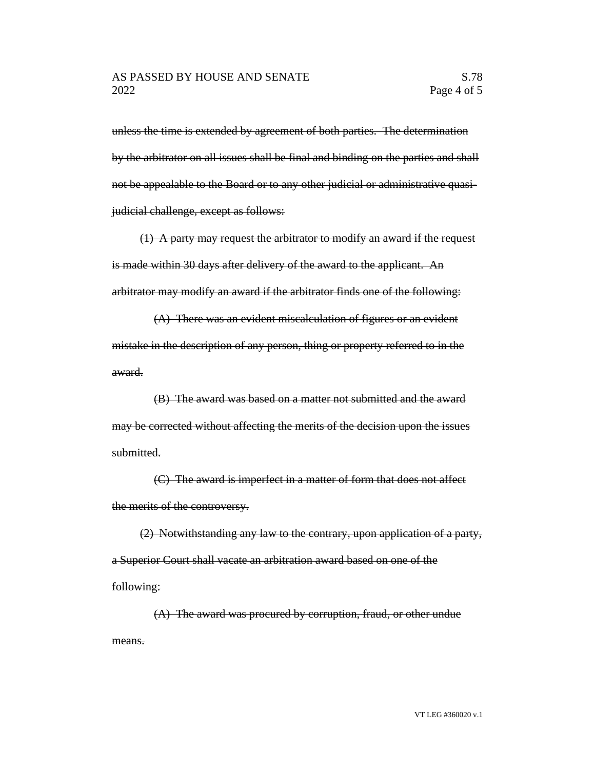~~unless the time is extended by agreement of both parties. The determination by the arbitrator on all issues shall be final and binding on the parties and shall not be appealable to the Board or to any other judicial or administrative quasi-judicial challenge, except as follows:~~

~~(1) A party may request the arbitrator to modify an award if the request is made within 30 days after delivery of the award to the applicant. An arbitrator may modify an award if the arbitrator finds one of the following:~~

~~(A) There was an evident miscalculation of figures or an evident mistake in the description of any person, thing or property referred to in the award.~~

~~(B) The award was based on a matter not submitted and the award may be corrected without affecting the merits of the decision upon the issues submitted.~~

~~(C) The award is imperfect in a matter of form that does not affect the merits of the controversy.~~

~~(2) Notwithstanding any law to the contrary, upon application of a party, a Superior Court shall vacate an arbitration award based on one of the following:~~

~~(A) The award was procured by corruption, fraud, or other undue means.~~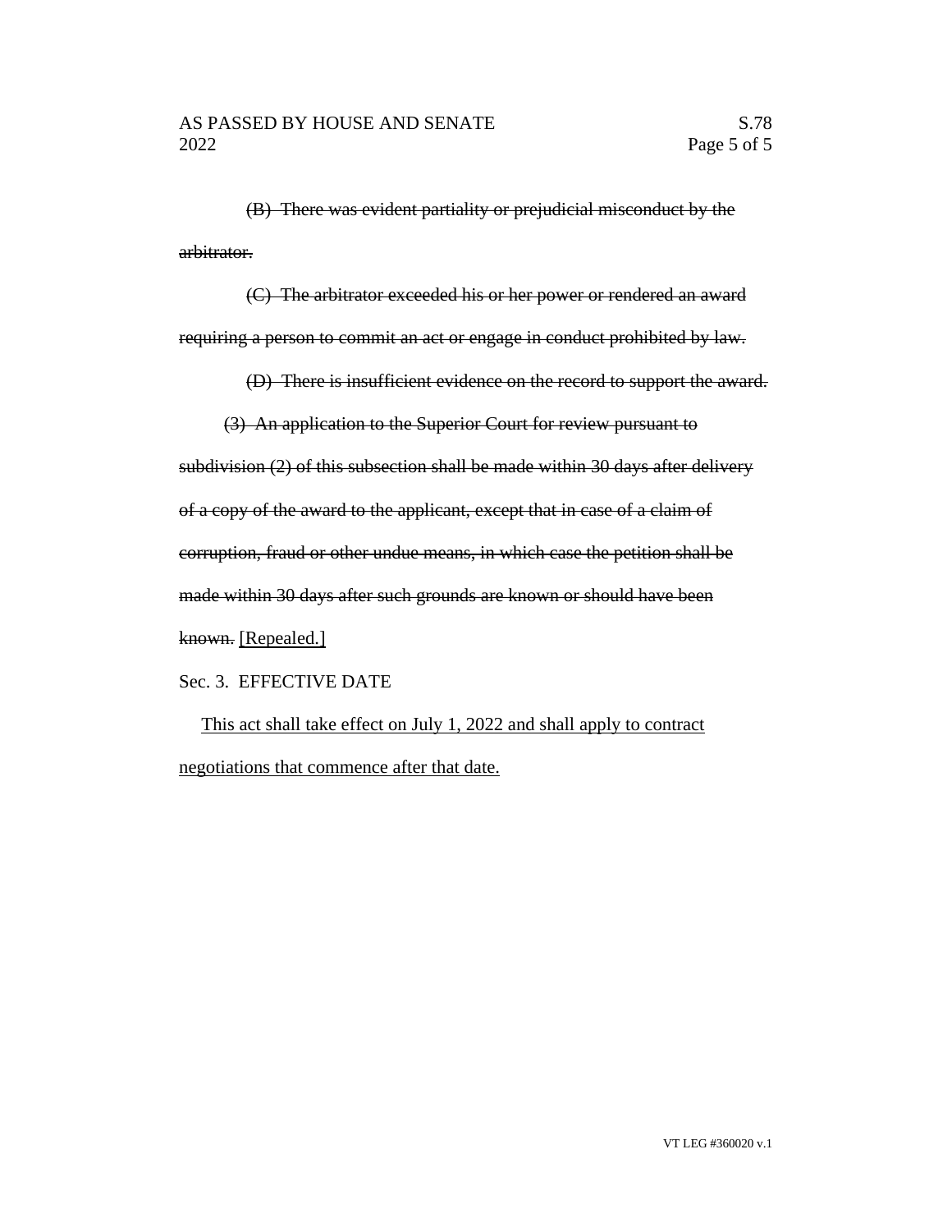~~(B) There was evident partiality or prejudicial misconduct by the arbitrator.~~

~~(C) The arbitrator exceeded his or her power or rendered an award requiring a person to commit an act or engage in conduct prohibited by law.~~

~~(D) There is insufficient evidence on the record to support the award.~~

~~(3) An application to the Superior Court for review pursuant to subdivision (2) of this subsection shall be made within 30 days after delivery of a copy of the award to the applicant, except that in case of a claim of corruption, fraud or other undue means, in which case the petition shall be made within 30 days after such grounds are known or should have been known.~~ <u>[Repealed.]</u>

Sec. 3. EFFECTIVE DATE

<u>This act shall take effect on July 1, 2022 and shall apply to contract negotiations that commence after that date.</u>